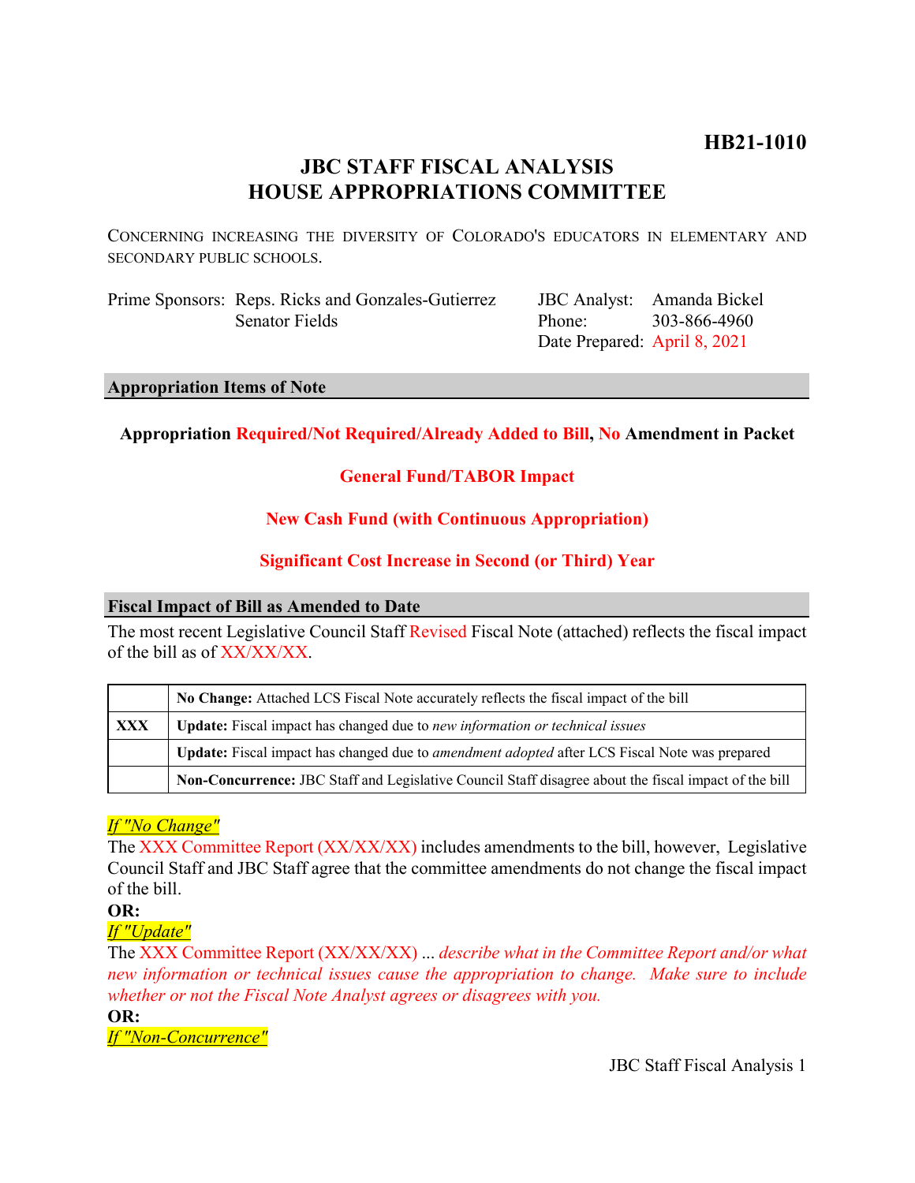**HB21-1010**

# JBC STAFF FISCAL ANALYSIS
# HOUSE APPROPRIATIONS COMMITTEE

CONCERNING INCREASING THE DIVERSITY OF COLORADO'S EDUCATORS IN ELEMENTARY AND SECONDARY PUBLIC SCHOOLS.

| | | | |
|---|---|---|---|
| Prime Sponsors: | Reps. Ricks and Gonzales-Gutierrez<br>Senator Fields | JBC Analyst: | Amanda Bickel |
| | | Phone: | 303-866-4960 |
| | | Date Prepared: | April 8, 2021 |

## Appropriation Items of Note

**Appropriation Required/Not Required/Already Added to Bill, No Amendment in Packet**

**General Fund/TABOR Impact**

**New Cash Fund (with Continuous Appropriation)**

**Significant Cost Increase in Second (or Third) Year**

## Fiscal Impact of Bill as Amended to Date

The most recent Legislative Council Staff Revised Fiscal Note (attached) reflects the fiscal impact of the bill as of XX/XX/XX.

| | |
|---|---|
| | **No Change:** Attached LCS Fiscal Note accurately reflects the fiscal impact of the bill |
| **XXX** | **Update:** Fiscal impact has changed due to *new information or technical issues* |
| | **Update:** Fiscal impact has changed due to *amendment adopted* after LCS Fiscal Note was prepared |
| | **Non-Concurrence:** JBC Staff and Legislative Council Staff disagree about the fiscal impact of the bill |

*If "No Change"*

The XXX Committee Report (XX/XX/XX) includes amendments to the bill, however, Legislative Council Staff and JBC Staff agree that the committee amendments do not change the fiscal impact of the bill.

**OR:**

*If "Update"*

The XXX Committee Report (XX/XX/XX) ... *describe what in the Committee Report and/or what new information or technical issues cause the appropriation to change. Make sure to include whether or not the Fiscal Note Analyst agrees or disagrees with you.*

**OR:**

*If "Non-Concurrence"*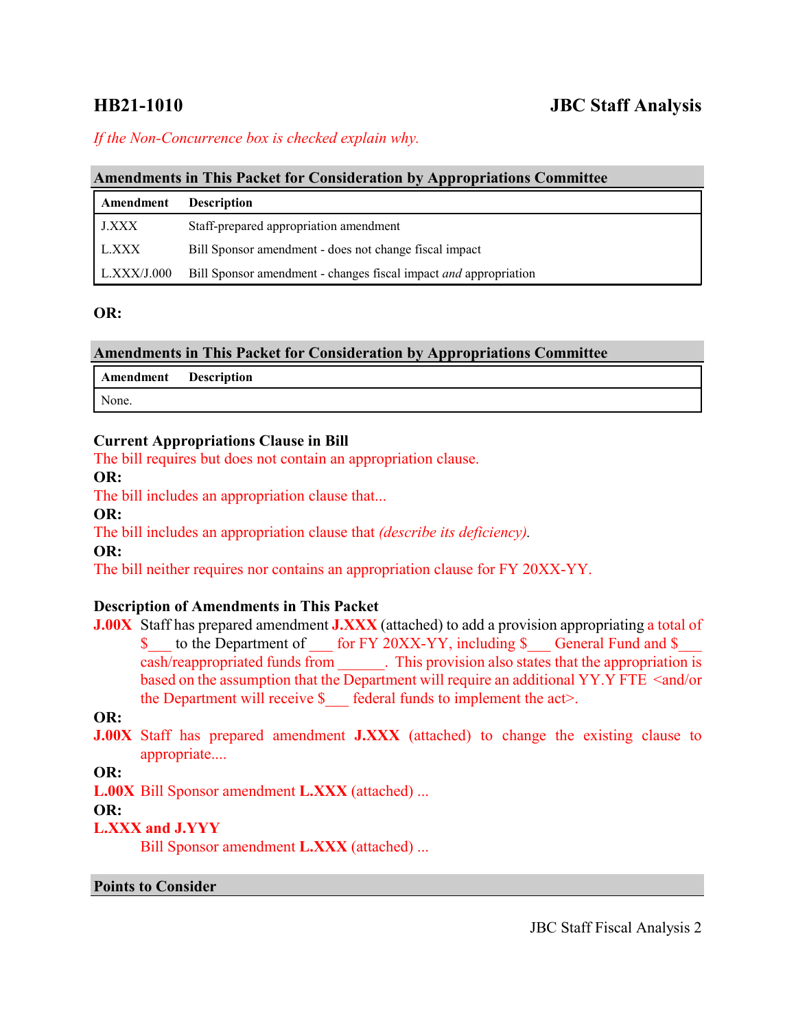**HB21-1010** **JBC Staff Analysis**

*If the Non-Concurrence box is checked explain why.*

### Amendments in This Packet for Consideration by Appropriations Committee

| Amendment | Description |
|---|---|
| J.XXX | Staff-prepared appropriation amendment |
| L.XXX | Bill Sponsor amendment - does not change fiscal impact |
| L.XXX/J.000 | Bill Sponsor amendment - changes fiscal impact *and* appropriation |

**OR:**

### Amendments in This Packet for Consideration by Appropriations Committee

| Amendment | Description |
|---|---|
| None. | |

**Current Appropriations Clause in Bill**

The bill requires but does not contain an appropriation clause.

**OR:**

The bill includes an appropriation clause that...

**OR:**

The bill includes an appropriation clause that *(describe its deficiency).*

**OR:**

The bill neither requires nor contains an appropriation clause for FY 20XX-YY.

**Description of Amendments in This Packet**

**J.00X** Staff has prepared amendment **J.XXX** (attached) to add a provision appropriating a total of $___ to the Department of ___ for FY 20XX-YY, including $___ General Fund and $___ cash/reappropriated funds from ______. This provision also states that the appropriation is based on the assumption that the Department will require an additional YY.Y FTE <and/or the Department will receive $___ federal funds to implement the act>.

**OR:**

**J.00X** Staff has prepared amendment **J.XXX** (attached) to change the existing clause to appropriate....

**OR:**

**L.00X** Bill Sponsor amendment **L.XXX** (attached) ...

**OR:**

**L.XXX and J.YYY**

Bill Sponsor amendment **L.XXX** (attached) ...

### Points to Consider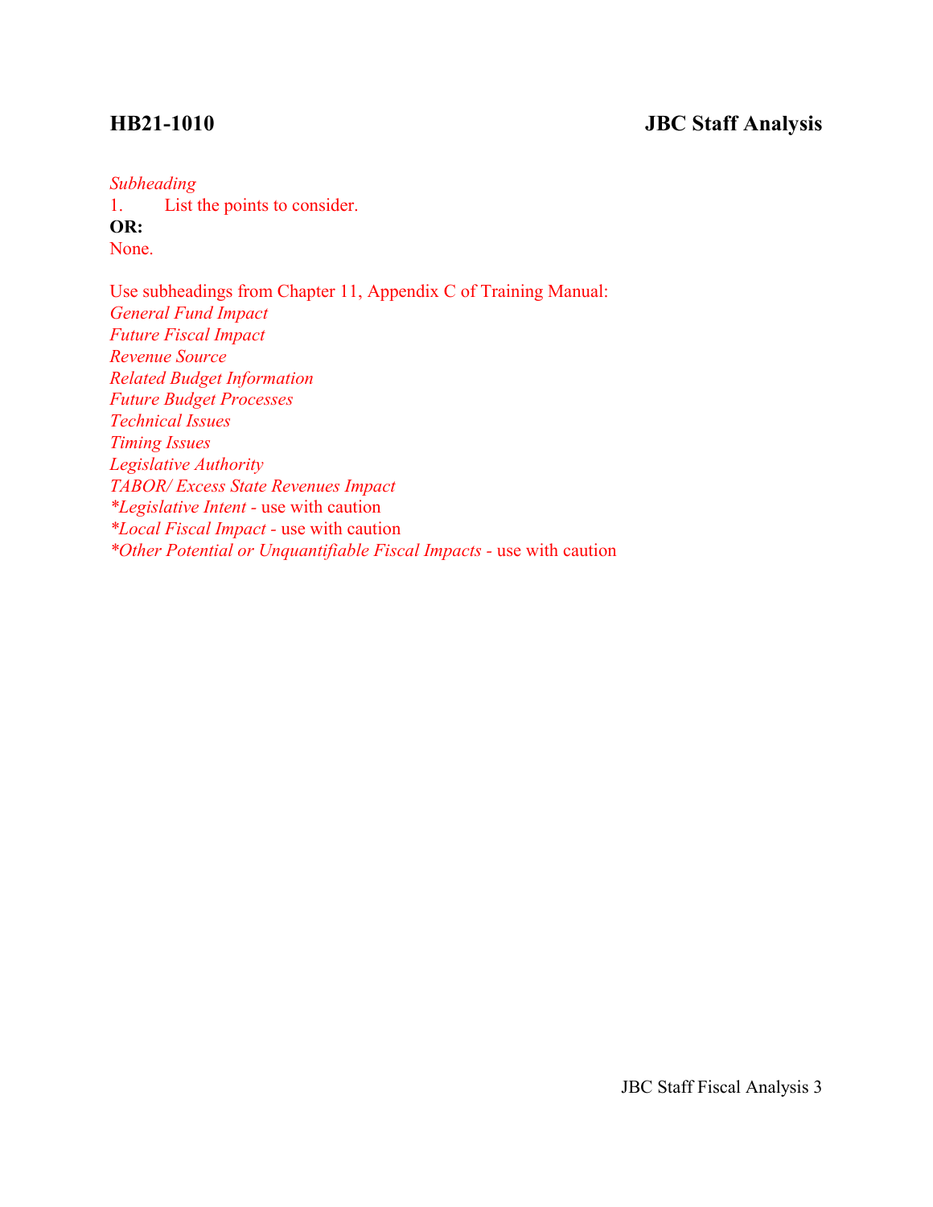**HB21-1010** **JBC Staff Analysis**

*Subheading*

1. List the points to consider.

**OR:**

None.

Use subheadings from Chapter 11, Appendix C of Training Manual:

*General Fund Impact*

*Future Fiscal Impact*

*Revenue Source*

*Related Budget Information*

*Future Budget Processes*

*Technical Issues*

*Timing Issues*

*Legislative Authority*

*TABOR/ Excess State Revenues Impact*

*\*Legislative Intent* - use with caution

*\*Local Fiscal Impact* - use with caution

*\*Other Potential or Unquantifiable Fiscal Impacts* - use with caution